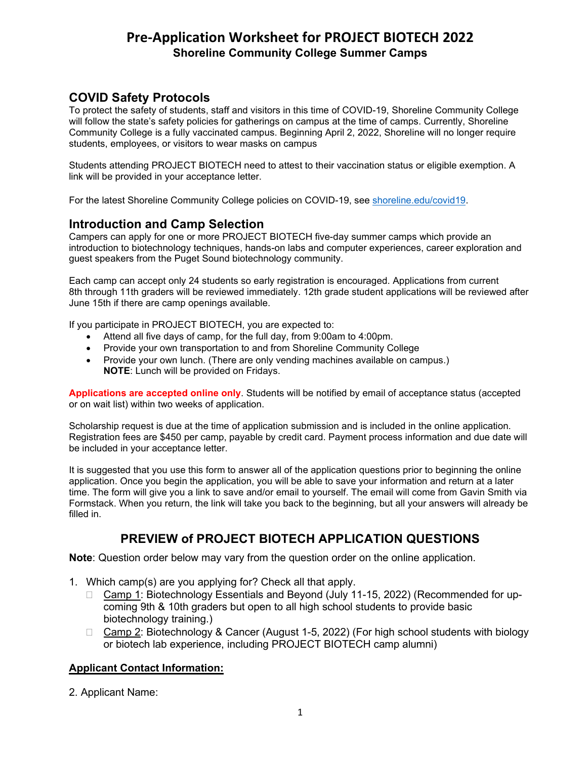# Pre-Application Worksheet for PROJECT BIOTECH 2022

**Shoreline Community College Summer Camps**

## COVID Safety Protocols

To protect the safety of students, staff and visitors in this time of COVID-19, Shoreline Community College will follow the state's safety policies for gatherings on campus at the time of camps. Currently, Shoreline Community College is a fully vaccinated campus. Beginning April 2, 2022, Shoreline will no longer require students, employees, or visitors to wear masks on campus

Students attending PROJECT BIOTECH need to attest to their vaccination status or eligible exemption. A link will be provided in your acceptance letter.

For the latest Shoreline Community College policies on COVID-19, see shoreline.edu/covid19.

## Introduction and Camp Selection

Campers can apply for one or more PROJECT BIOTECH five-day summer camps which provide an introduction to biotechnology techniques, hands-on labs and computer experiences, career exploration and guest speakers from the Puget Sound biotechnology community.

Each camp can accept only 24 students so early registration is encouraged. Applications from current 8th through 11th graders will be reviewed immediately. 12th grade student applications will be reviewed after June 15th if there are camp openings available.

If you participate in PROJECT BIOTECH, you are expected to:

- Attend all five days of camp, for the full day, from 9:00am to 4:00pm.
- Provide your own transportation to and from Shoreline Community College
- Provide your own lunch. (There are only vending machines available on campus.)
  **NOTE**: Lunch will be provided on Fridays.

**Applications are accepted online only**. Students will be notified by email of acceptance status (accepted or on wait list) within two weeks of application.

Scholarship request is due at the time of application submission and is included in the online application. Registration fees are $450 per camp, payable by credit card. Payment process information and due date will be included in your acceptance letter.

It is suggested that you use this form to answer all of the application questions prior to beginning the online application. Once you begin the application, you will be able to save your information and return at a later time. The form will give you a link to save and/or email to yourself. The email will come from Gavin Smith via Formstack. When you return, the link will take you back to the beginning, but all your answers will already be filled in.

## PREVIEW of PROJECT BIOTECH APPLICATION QUESTIONS

**Note**: Question order below may vary from the question order on the online application.

1. Which camp(s) are you applying for? Check all that apply.
   - ☐ Camp 1: Biotechnology Essentials and Beyond (July 11-15, 2022) (Recommended for up-coming 9th & 10th graders but open to all high school students to provide basic biotechnology training.)
   - ☐ Camp 2: Biotechnology & Cancer (August 1-5, 2022) (For high school students with biology or biotech lab experience, including PROJECT BIOTECH camp alumni)

**Applicant Contact Information:**

2. Applicant Name: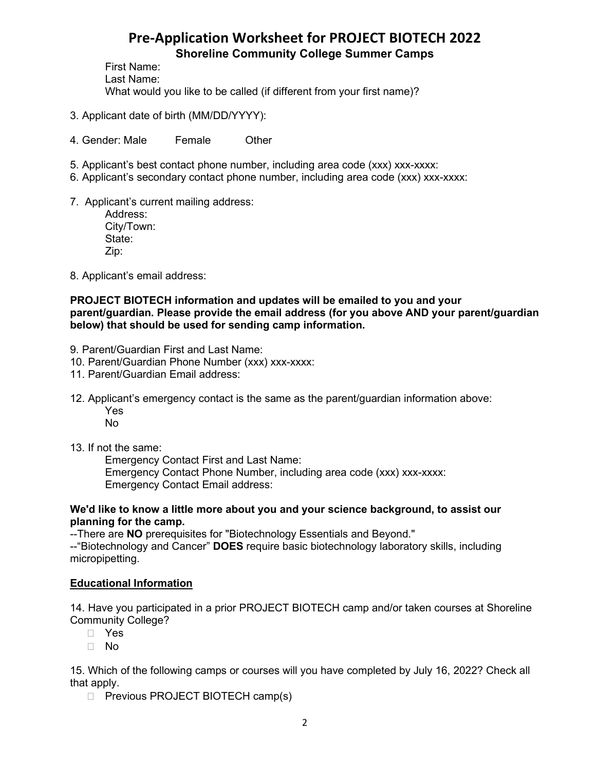# Pre-Application Worksheet for PROJECT BIOTECH 2022

## Shoreline Community College Summer Camps

First Name:
Last Name:
What would you like to be called (if different from your first name)?

3. Applicant date of birth (MM/DD/YYYY):

4. Gender: Male Female Other

5. Applicant's best contact phone number, including area code (xxx) xxx-xxxx:
6. Applicant's secondary contact phone number, including area code (xxx) xxx-xxxx:

7. Applicant's current mailing address:
   Address:
   City/Town:
   State:
   Zip:

8. Applicant's email address:

**PROJECT BIOTECH information and updates will be emailed to you and your parent/guardian. Please provide the email address (for you above AND your parent/guardian below) that should be used for sending camp information.**

9. Parent/Guardian First and Last Name:
10. Parent/Guardian Phone Number (xxx) xxx-xxxx:
11. Parent/Guardian Email address:

12. Applicant's emergency contact is the same as the parent/guardian information above:
    Yes
    No

13. If not the same:
    Emergency Contact First and Last Name:
    Emergency Contact Phone Number, including area code (xxx) xxx-xxxx:
    Emergency Contact Email address:

**We'd like to know a little more about you and your science background, to assist our planning for the camp.**

--There are **NO** prerequisites for "Biotechnology Essentials and Beyond."
--"Biotechnology and Cancer" **DOES** require basic biotechnology laboratory skills, including micropipetting.

**Educational Information**

14. Have you participated in a prior PROJECT BIOTECH camp and/or taken courses at Shoreline Community College?
    - Yes
    - No

15. Which of the following camps or courses will you have completed by July 16, 2022? Check all that apply.
    - Previous PROJECT BIOTECH camp(s)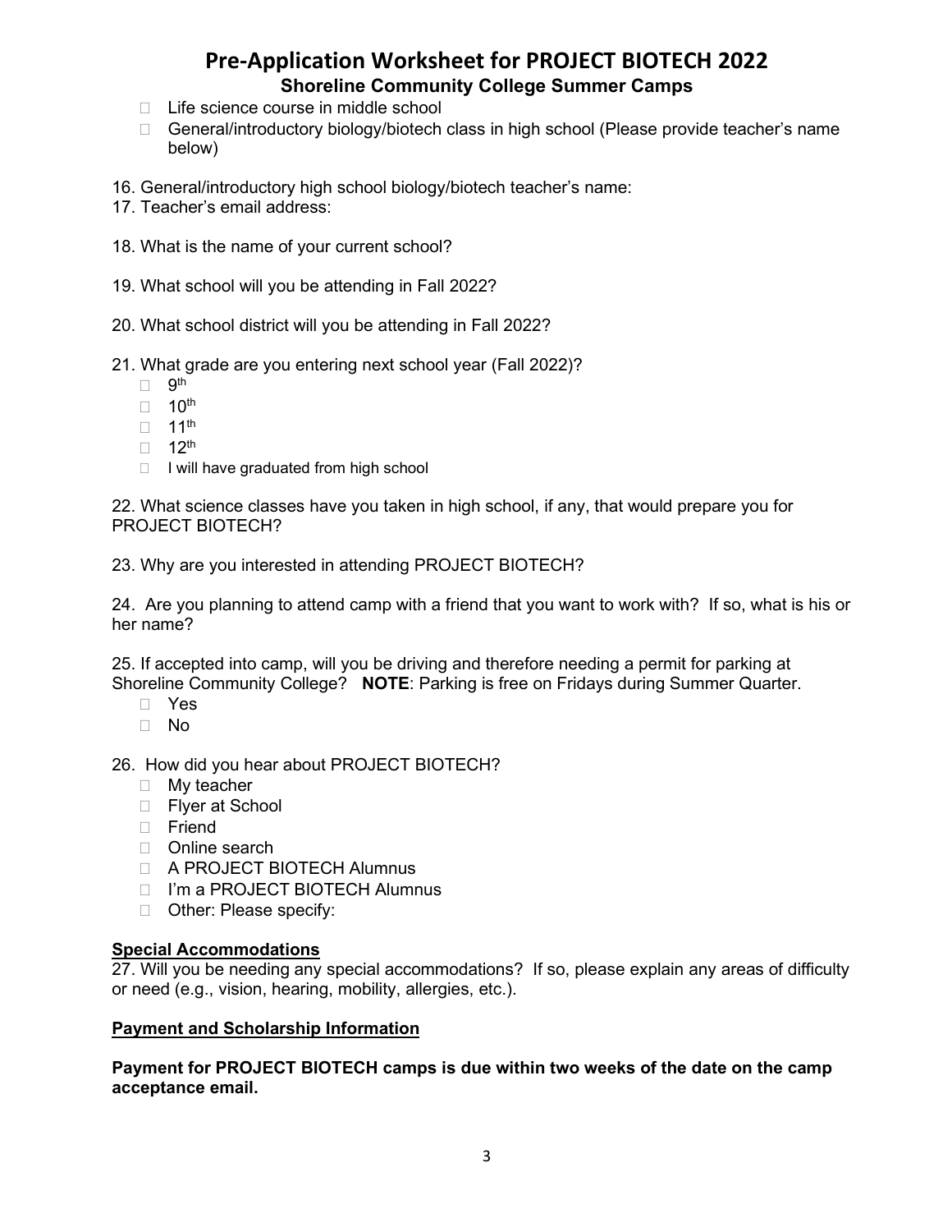# Pre-Application Worksheet for PROJECT BIOTECH 2022

## Shoreline Community College Summer Camps

- ☐ Life science course in middle school
- ☐ General/introductory biology/biotech class in high school (Please provide teacher's name below)

16. General/introductory high school biology/biotech teacher's name:

17. Teacher's email address:

18. What is the name of your current school?

19. What school will you be attending in Fall 2022?

20. What school district will you be attending in Fall 2022?

21. What grade are you entering next school year (Fall 2022)?
    - ☐ 9th
    - ☐ 10th
    - ☐ 11th
    - ☐ 12th
    - ☐ I will have graduated from high school

22. What science classes have you taken in high school, if any, that would prepare you for PROJECT BIOTECH?

23. Why are you interested in attending PROJECT BIOTECH?

24. Are you planning to attend camp with a friend that you want to work with? If so, what is his or her name?

25. If accepted into camp, will you be driving and therefore needing a permit for parking at Shoreline Community College? **NOTE**: Parking is free on Fridays during Summer Quarter.
    - ☐ Yes
    - ☐ No

26. How did you hear about PROJECT BIOTECH?
    - ☐ My teacher
    - ☐ Flyer at School
    - ☐ Friend
    - ☐ Online search
    - ☐ A PROJECT BIOTECH Alumnus
    - ☐ I'm a PROJECT BIOTECH Alumnus
    - ☐ Other: Please specify:

**Special Accommodations**

27. Will you be needing any special accommodations? If so, please explain any areas of difficulty or need (e.g., vision, hearing, mobility, allergies, etc.).

**Payment and Scholarship Information**

**Payment for PROJECT BIOTECH camps is due within two weeks of the date on the camp acceptance email.**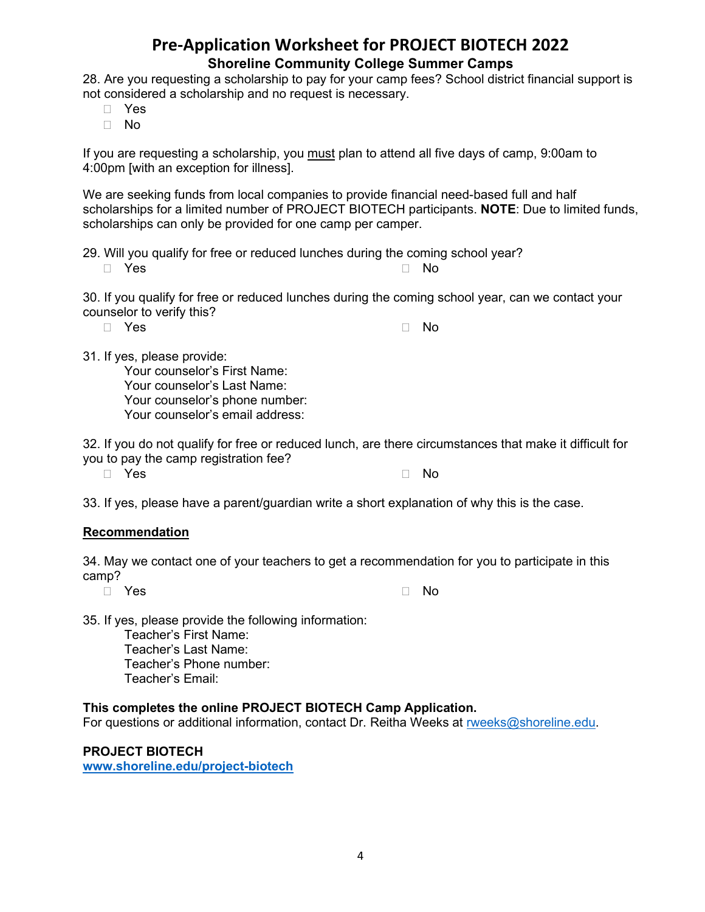# Pre-Application Worksheet for PROJECT BIOTECH 2022

## Shoreline Community College Summer Camps

28. Are you requesting a scholarship to pay for your camp fees? School district financial support is not considered a scholarship and no request is necessary.

- ☐ Yes
- ☐ No

If you are requesting a scholarship, you <u>must</u> plan to attend all five days of camp, 9:00am to 4:00pm [with an exception for illness].

We are seeking funds from local companies to provide financial need-based full and half scholarships for a limited number of PROJECT BIOTECH participants. **NOTE**: Due to limited funds, scholarships can only be provided for one camp per camper.

29. Will you qualify for free or reduced lunches during the coming school year?

☐ Yes ☐ No

30. If you qualify for free or reduced lunches during the coming school year, can we contact your counselor to verify this?

☐ Yes ☐ No

31. If yes, please provide:
    - Your counselor's First Name:
    - Your counselor's Last Name:
    - Your counselor's phone number:
    - Your counselor's email address:

32. If you do not qualify for free or reduced lunch, are there circumstances that make it difficult for you to pay the camp registration fee?

☐ Yes ☐ No

33. If yes, please have a parent/guardian write a short explanation of why this is the case.

<u>**Recommendation**</u>

34. May we contact one of your teachers to get a recommendation for you to participate in this camp?

☐ Yes ☐ No

35. If yes, please provide the following information:
    - Teacher's First Name:
    - Teacher's Last Name:
    - Teacher's Phone number:
    - Teacher's Email:

**This completes the online PROJECT BIOTECH Camp Application.**
For questions or additional information, contact Dr. Reitha Weeks at rweeks@shoreline.edu.

**PROJECT BIOTECH**
**www.shoreline.edu/project-biotech**